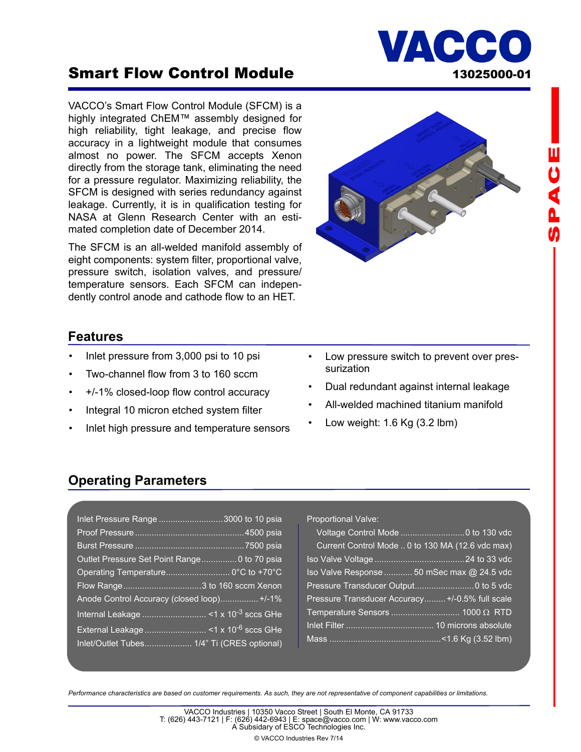# Smart Flow Control Module

**VACCO**

**13025000-01**

VACCO's Smart Flow Control Module (SFCM) is a highly integrated ChEM™ assembly designed for high reliability, tight leakage, and precise flow accuracy in a lightweight module that consumes almost no power. The SFCM accepts Xenon directly from the storage tank, eliminating the need for a pressure regulator. Maximizing reliability, the SFCM is designed with series redundancy against leakage. Currently, it is in qualification testing for NASA at Glenn Research Center with an estimated completion date of December 2014.

The SFCM is an all-welded manifold assembly of eight components: system filter, proportional valve, pressure switch, isolation valves, and pressure/temperature sensors. Each SFCM can independently control anode and cathode flow to an HET.

## Features

- Inlet pressure from 3,000 psi to 10 psi
- Two-channel flow from 3 to 160 sccm
- +/-1% closed-loop flow control accuracy
- Integral 10 micron etched system filter
- Inlet high pressure and temperature sensors
- Low pressure switch to prevent over pressurization
- Dual redundant against internal leakage
- All-welded machined titanium manifold
- Low weight: 1.6 Kg (3.2 lbm)

## Operating Parameters

| Parameter | Value |
|---|---|
| Inlet Pressure Range | 3000 to 10 psia |
| Proof Pressure | 4500 psia |
| Burst Pressure | 7500 psia |
| Outlet Pressure Set Point Range | 0 to 70 psia |
| Operating Temperature | 0°C to +70°C |
| Flow Range | 3 to 160 sccm Xenon |
| Anode Control Accuracy (closed loop) | +/-1% |
| Internal Leakage | <1 x $10^{-3}$ sccs GHe |
| External Leakage | <1 x $10^{-6}$ sccs GHe |
| Inlet/Outlet Tubes | 1/4" Ti (CRES optional) |

| Parameter | Value |
|---|---|
| Proportional Valve: | |
| Voltage Control Mode | 0 to 130 vdc |
| Current Control Mode | 0 to 130 MA (12.6 vdc max) |
| Iso Valve Voltage | 24 to 33 vdc |
| Iso Valve Response | 50 mSec max @ 24.5 vdc |
| Pressure Transducer Output | 0 to 5 vdc |
| Pressure Transducer Accuracy | +/-0.5% full scale |
| Temperature Sensors | 1000 Ω RTD |
| Inlet Filter | 10 microns absolute |
| Mass | <1.6 Kg (3.52 lbm) |

*Performance characteristics are based on customer requirements. As such, they are not representative of component capabilities or limitations.*

VACCO Industries | 10350 Vacco Street | South El Monte, CA 91733
T: (626) 443-7121 | F: (626) 442-6943 | E: space@vacco.com | W: www.vacco.com
A Subsidiary of ESCO Technologies Inc.

© VACCO Industries Rev 7/14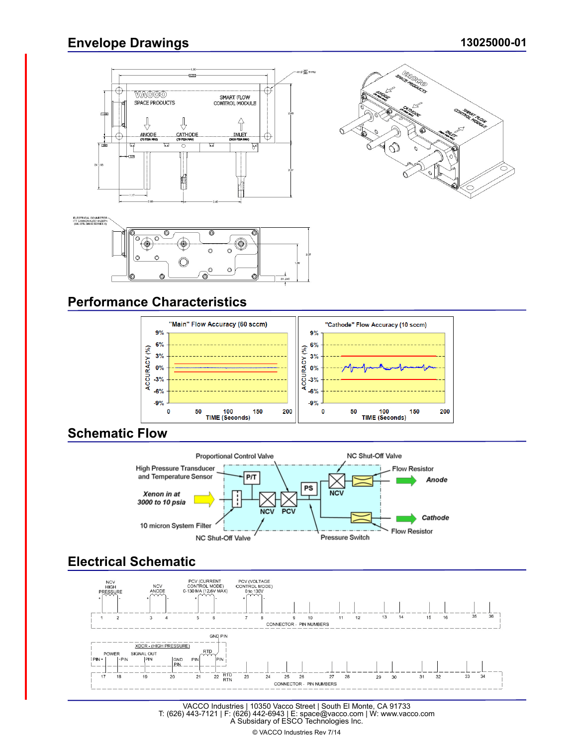## Envelope Drawings

13025000-01

ELECTRICAL CONNECTOR ITT CANNON KJ0E14N35PN (MIL-DTL-38999 SERIES II)

VACCO SPACE PRODUCTS

SMART FLOW CONTROL MODULE

ANODE (70 PSIA MAX)

CATHODE (70 PSIA MAX)

INLET (3000 PSIA MAX)

## Performance Characteristics

"Main" Flow Accuracy (60 sccm)

ACCURACY (%)

9%
6%
3%
0%
-3%
-6%
-9%

0
50
100
150
200

TIME (Seconds)

"Cathode" Flow Accuracy (10 sccm)

ACCURACY (%)

9%
6%
3%
0%
-3%
-6%
-9%

0
50
100
150
200

TIME (Seconds)

## Schematic Flow

Proportional Control Valve

NC Shut-Off Valve

High Pressure Transducer and Temperature Sensor

P/T

PS

NCV

Flow Resistor

Anode

*Xenon in at 3000 to 10 psia*

NCV

PCV

10 micron System Filter

Cathode

Flow Resistor

NC Shut-Off Valve

Pressure Switch

## Electrical Schematic

NCV HIGH PRESSURE

NCV ANODE

PCV (CURRENT CONTROL MODE) 0-130 MA (12.6V MAX)

PCV (VOLTAGE CONTROL MODE) 0 to 130V

1 2 3 4 5 6 7 8 9 10 11 12 13 14 15 16 35 36

CONNECTOR - PIN NUMBERS

GND PIN

XDCR - (HIGH PRESSURE)

POWER

SIGNAL OUT

RTD

PIN + | - PIN | PIN | GND PIN | PIN | PIN

17 18 19 20 21 22 RTD RTN 23 24 25 26 27 28 29 30 31 32 33 34

CONNECTOR - PIN NUMBERS

VACCO Industries | 10350 Vacco Street | South El Monte, CA 91733
T: (626) 443-7121 | F: (626) 442-6943 | E: space@vacco.com | W: www.vacco.com
A Subsidiary of ESCO Technologies Inc.

© VACCO Industries Rev 7/14